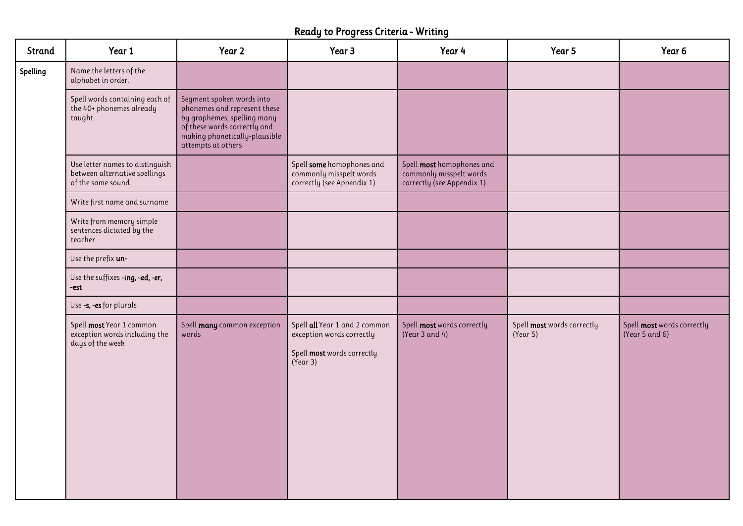## Ready to Progress Criteria - Writing

| Strand | Year 1 | Year 2 | Year 3 | Year 4 | Year 5 | Year 6 |
|---|---|---|---|---|---|---|
| **Spelling** | Name the letters of the alphabet in order. | | | | | |
| | Spell words containing each of the 40+ phonemes already taught | Segment spoken words into phonemes and represent these by graphemes, spelling many of these words correctly and making phonetically-plausible attempts at others | | | | |
| | Use letter names to distinguish between alternative spellings of the same sound. | | Spell **some** homophones and commonly misspelt words correctly (see Appendix 1) | Spell **most** homophones and commonly misspelt words correctly (see Appendix 1) | | |
| | Write first name and surname | | | | | |
| | Write from memory simple sentences dictated by the teacher | | | | | |
| | Use the prefix **un-** | | | | | |
| | Use the suffixes **-ing, -ed, -er, -est** | | | | | |
| | Use **-s, -es** for plurals | | | | | |
| | Spell **most** Year 1 common exception words including the days of the week | Spell **many** common exception words | Spell **all** Year 1 and 2 common exception words correctly<br><br>Spell **most** words correctly (Year 3) | Spell **most** words correctly (Year 3 and 4) | Spell **most** words correctly (Year 5) | Spell **most** words correctly (Year 5 and 6) |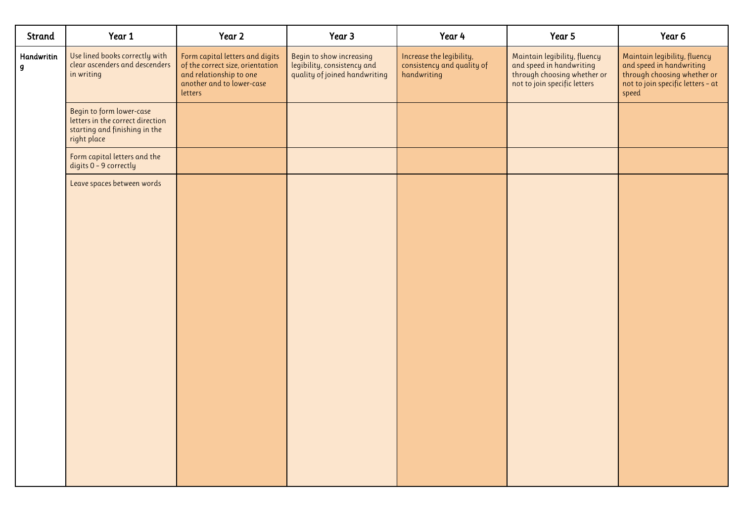| Strand | Year 1 | Year 2 | Year 3 | Year 4 | Year 5 | Year 6 |
|---|---|---|---|---|---|---|
| Handwriting | Use lined books correctly with clear ascenders and descenders in writing | Form capital letters and digits of the correct size, orientation and relationship to one another and to lower-case letters | Begin to show increasing legibility, consistency and quality of joined handwriting | Increase the legibility, consistency and quality of handwriting | Maintain legibility, fluency and speed in handwriting through choosing whether or not to join specific letters | Maintain legibility, fluency and speed in handwriting through choosing whether or not to join specific letters – at speed |
| | Begin to form lower-case letters in the correct direction starting and finishing in the right place | | | | | |
| | Form capital letters and the digits 0 – 9 correctly | | | | | |
| | Leave spaces between words | | | | | |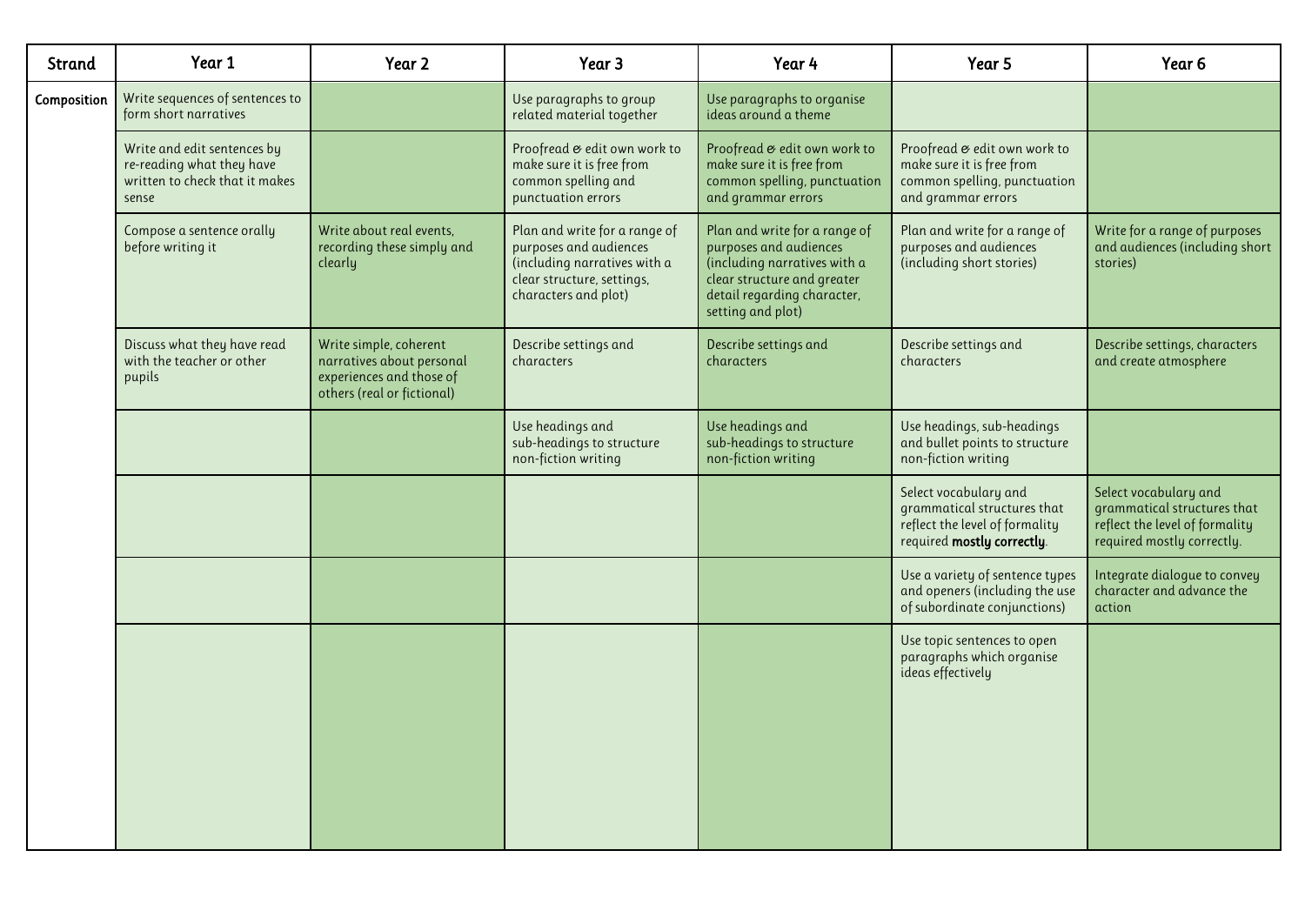| Strand | Year 1 | Year 2 | Year 3 | Year 4 | Year 5 | Year 6 |
|---|---|---|---|---|---|---|
| Composition | Write sequences of sentences to form short narratives | | Use paragraphs to group related material together | Use paragraphs to organise ideas around a theme | | |
| | Write and edit sentences by re-reading what they have written to check that it makes sense | | Proofread & edit own work to make sure it is free from common spelling and punctuation errors | Proofread & edit own work to make sure it is free from common spelling, punctuation and grammar errors | Proofread & edit own work to make sure it is free from common spelling, punctuation and grammar errors | |
| | Compose a sentence orally before writing it | Write about real events, recording these simply and clearly | Plan and write for a range of purposes and audiences (including narratives with a clear structure, settings, characters and plot) | Plan and write for a range of purposes and audiences (including narratives with a clear structure and greater detail regarding character, setting and plot) | Plan and write for a range of purposes and audiences (including short stories) | Write for a range of purposes and audiences (including short stories) |
| | Discuss what they have read with the teacher or other pupils | Write simple, coherent narratives about personal experiences and those of others (real or fictional) | Describe settings and characters | Describe settings and characters | Describe settings and characters | Describe settings, characters and create atmosphere |
| | | | Use headings and sub-headings to structure non-fiction writing | Use headings and sub-headings to structure non-fiction writing | Use headings, sub-headings and bullet points to structure non-fiction writing | |
| | | | | | Select vocabulary and grammatical structures that reflect the level of formality required **mostly correctly**. | Select vocabulary and grammatical structures that reflect the level of formality required mostly correctly. |
| | | | | | Use a variety of sentence types and openers (including the use of subordinate conjunctions) | Integrate dialogue to convey character and advance the action |
| | | | | | Use topic sentences to open paragraphs which organise ideas effectively | |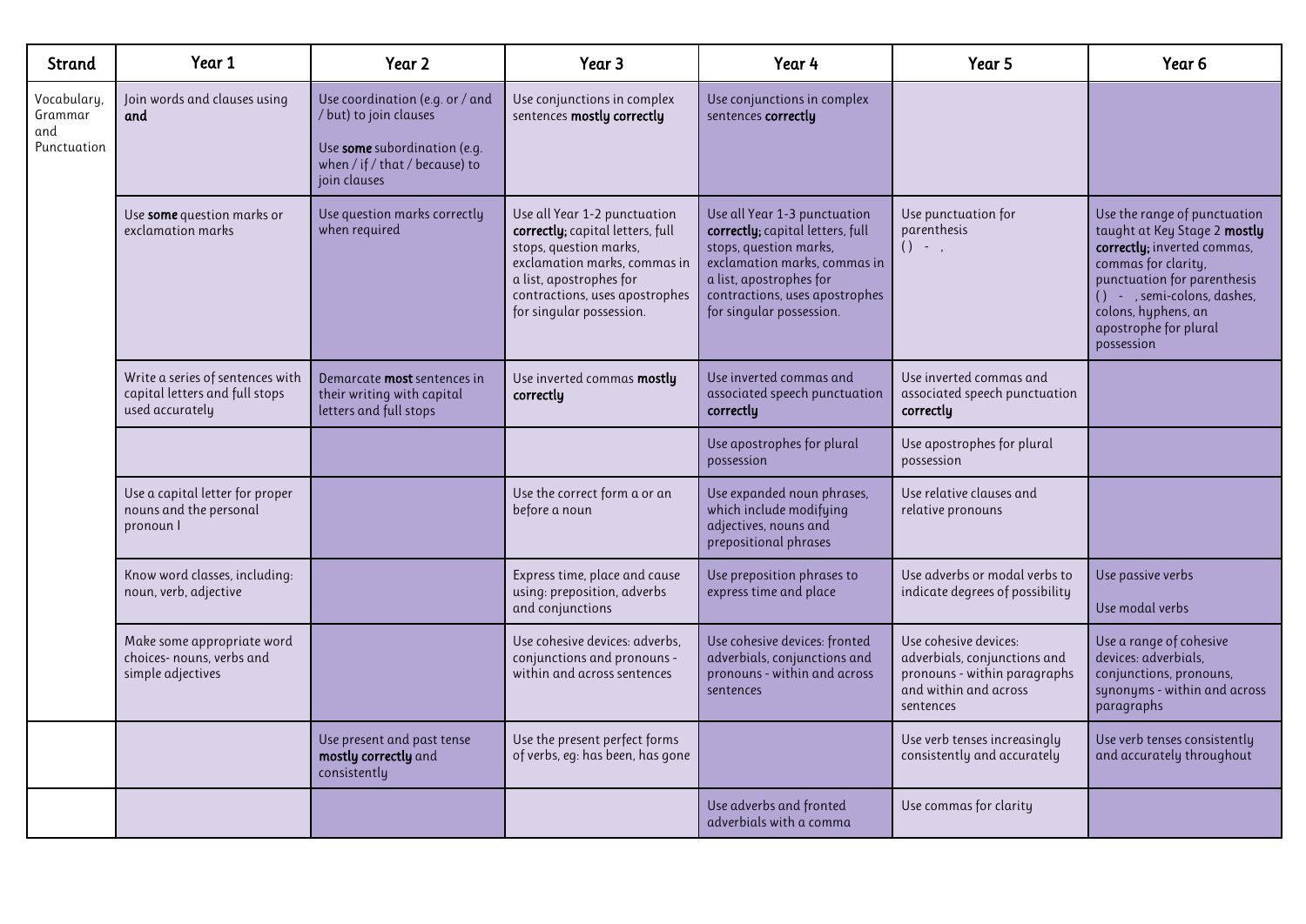| Strand | Year 1 | Year 2 | Year 3 | Year 4 | Year 5 | Year 6 |
|---|---|---|---|---|---|---|
| Vocabulary, Grammar and Punctuation | Join words and clauses using **and** | Use coordination (e.g. or / and / but) to join clauses<br><br>Use **some** subordination (e.g. when / if / that / because) to join clauses | Use conjunctions in complex sentences **mostly correctly** | Use conjunctions in complex sentences **correctly** | | |
| | Use **some** question marks or exclamation marks | Use question marks correctly when required | Use all Year 1-2 punctuation **correctly;** capital letters, full stops, question marks, exclamation marks, commas in a list, apostrophes for contractions, uses apostrophes for singular possession. | Use all Year 1-3 punctuation **correctly;** capital letters, full stops, question marks, exclamation marks, commas in a list, apostrophes for contractions, uses apostrophes for singular possession. | Use punctuation for parenthesis<br>( ) - , | Use the range of punctuation taught at Key Stage 2 **mostly correctly;** inverted commas, commas for clarity, punctuation for parenthesis ( ) - , semi-colons, dashes, colons, hyphens, an apostrophe for plural possession |
| | Write a series of sentences with capital letters and full stops used accurately | Demarcate **most** sentences in their writing with capital letters and full stops | Use inverted commas **mostly correctly** | Use inverted commas and associated speech punctuation **correctly** | Use inverted commas and associated speech punctuation **correctly** | |
| | | | | Use apostrophes for plural possession | Use apostrophes for plural possession | |
| | Use a capital letter for proper nouns and the personal pronoun I | | Use the correct form a or an before a noun | Use expanded noun phrases, which include modifying adjectives, nouns and prepositional phrases | Use relative clauses and relative pronouns | |
| | Know word classes, including: noun, verb, adjective | | Express time, place and cause using: preposition, adverbs and conjunctions | Use preposition phrases to express time and place | Use adverbs or modal verbs to indicate degrees of possibility | Use passive verbs<br><br>Use modal verbs |
| | Make some appropriate word choices- nouns, verbs and simple adjectives | | Use cohesive devices: adverbs, conjunctions and pronouns - within and across sentences | Use cohesive devices: fronted adverbials, conjunctions and pronouns - within and across sentences | Use cohesive devices: adverbials, conjunctions and pronouns - within paragraphs and within and across sentences | Use a range of cohesive devices: adverbials, conjunctions, pronouns, synonyms - within and across paragraphs |
| | | Use present and past tense **mostly correctly** and consistently | Use the present perfect forms of verbs, eg: has been, has gone | | Use verb tenses increasingly consistently and accurately | Use verb tenses consistently and accurately throughout |
| | | | | Use adverbs and fronted adverbials with a comma | Use commas for clarity | |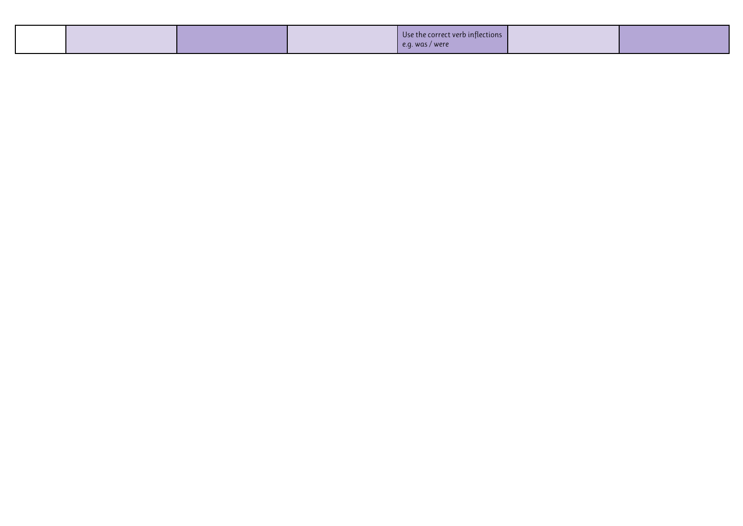| | | | | | | |
|---|---|---|---|---|---|---|
| | | | | Use the correct verb inflections e.g. was / were | | |